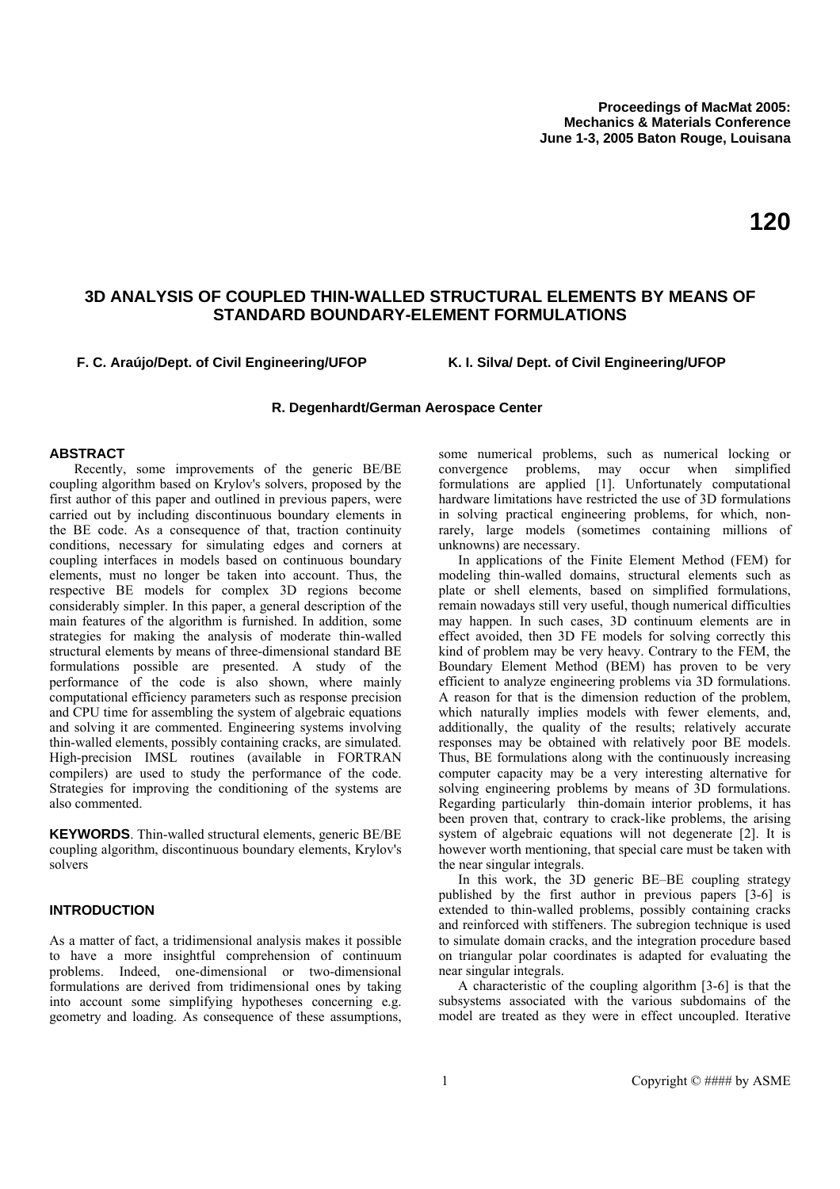# 3D ANALYSIS OF COUPLED THIN-WALLED STRUCTURAL ELEMENTS BY MEANS OF STANDARD BOUNDARY-ELEMENT FORMULATIONS

**F. C. Araújo/Dept. of Civil Engineering/UFOP** **K. I. Silva/ Dept. of Civil Engineering/UFOP**

**R. Degenhardt/German Aerospace Center**

## ABSTRACT

Recently, some improvements of the generic BE/BE coupling algorithm based on Krylov's solvers, proposed by the first author of this paper and outlined in previous papers, were carried out by including discontinuous boundary elements in the BE code. As a consequence of that, traction continuity conditions, necessary for simulating edges and corners at coupling interfaces in models based on continuous boundary elements, must no longer be taken into account. Thus, the respective BE models for complex 3D regions become considerably simpler. In this paper, a general description of the main features of the algorithm is furnished. In addition, some strategies for making the analysis of moderate thin-walled structural elements by means of three-dimensional standard BE formulations possible are presented. A study of the performance of the code is also shown, where mainly computational efficiency parameters such as response precision and CPU time for assembling the system of algebraic equations and solving it are commented. Engineering systems involving thin-walled elements, possibly containing cracks, are simulated. High-precision IMSL routines (available in FORTRAN compilers) are used to study the performance of the code. Strategies for improving the conditioning of the systems are also commented.

**KEYWORDS**. Thin-walled structural elements, generic BE/BE coupling algorithm, discontinuous boundary elements, Krylov's solvers

## INTRODUCTION

As a matter of fact, a tridimensional analysis makes it possible to have a more insightful comprehension of continuum problems. Indeed, one-dimensional or two-dimensional formulations are derived from tridimensional ones by taking into account some simplifying hypotheses concerning e.g. geometry and loading. As consequence of these assumptions, some numerical problems, such as numerical locking or convergence problems, may occur when simplified formulations are applied [1]. Unfortunately computational hardware limitations have restricted the use of 3D formulations in solving practical engineering problems, for which, non-rarely, large models (sometimes containing millions of unknowns) are necessary.

In applications of the Finite Element Method (FEM) for modeling thin-walled domains, structural elements such as plate or shell elements, based on simplified formulations, remain nowadays still very useful, though numerical difficulties may happen. In such cases, 3D continuum elements are in effect avoided, then 3D FE models for solving correctly this kind of problem may be very heavy. Contrary to the FEM, the Boundary Element Method (BEM) has proven to be very efficient to analyze engineering problems via 3D formulations. A reason for that is the dimension reduction of the problem, which naturally implies models with fewer elements, and, additionally, the quality of the results; relatively accurate responses may be obtained with relatively poor BE models. Thus, BE formulations along with the continuously increasing computer capacity may be a very interesting alternative for solving engineering problems by means of 3D formulations. Regarding particularly thin-domain interior problems, it has been proven that, contrary to crack-like problems, the arising system of algebraic equations will not degenerate [2]. It is however worth mentioning, that special care must be taken with the near singular integrals.

In this work, the 3D generic BE–BE coupling strategy published by the first author in previous papers [3-6] is extended to thin-walled problems, possibly containing cracks and reinforced with stiffeners. The subregion technique is used to simulate domain cracks, and the integration procedure based on triangular polar coordinates is adapted for evaluating the near singular integrals.

A characteristic of the coupling algorithm [3-6] is that the subsystems associated with the various subdomains of the model are treated as they were in effect uncoupled. Iterative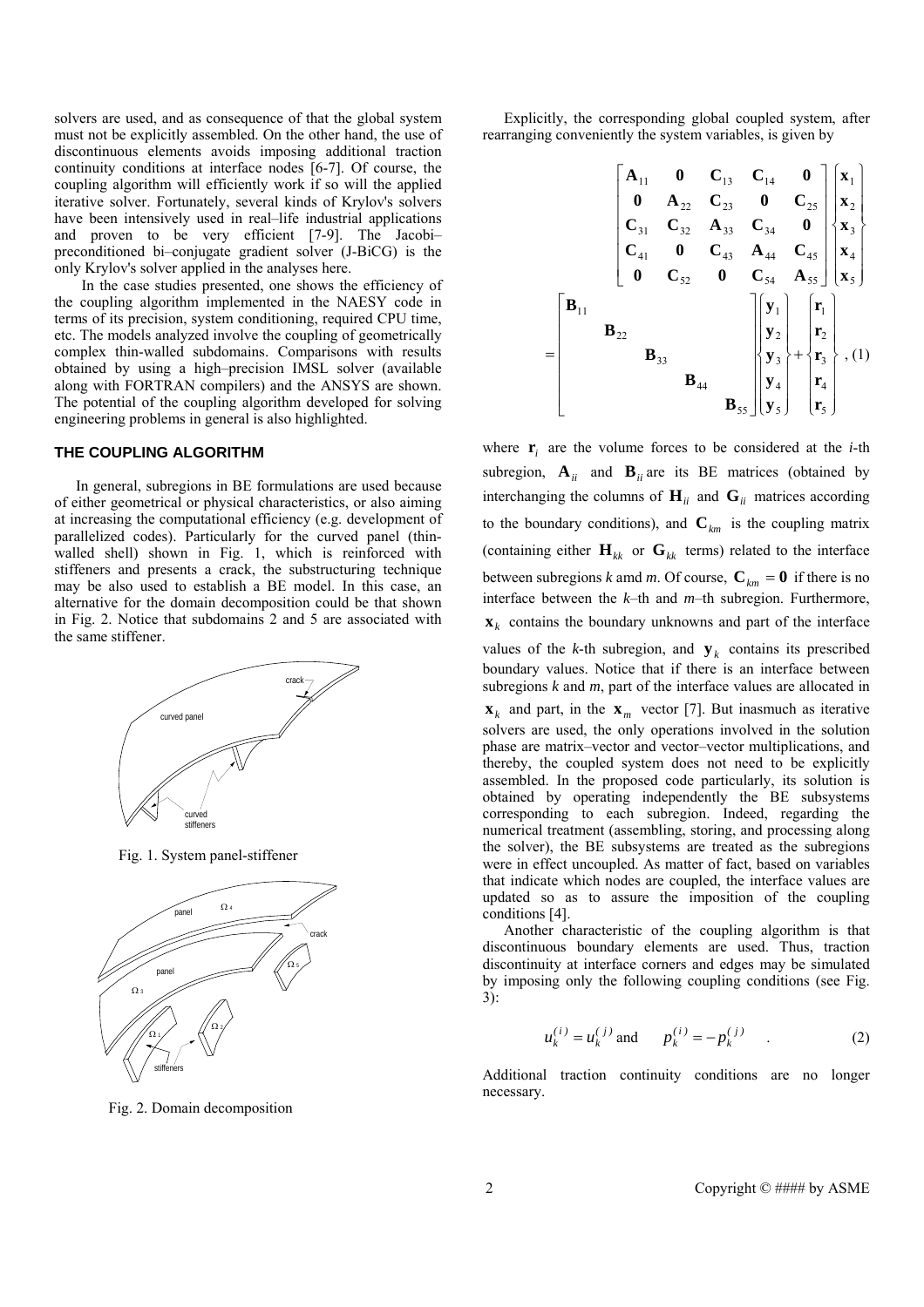solvers are used, and as consequence of that the global system must not be explicitly assembled. On the other hand, the use of discontinuous elements avoids imposing additional traction continuity conditions at interface nodes [6-7]. Of course, the coupling algorithm will efficiently work if so will the applied iterative solver. Fortunately, several kinds of Krylov's solvers have been intensively used in real–life industrial applications and proven to be very efficient [7-9]. The Jacobi–preconditioned bi–conjugate gradient solver (J-BiCG) is the only Krylov's solver applied in the analyses here.

In the case studies presented, one shows the efficiency of the coupling algorithm implemented in the NAESY code in terms of its precision, system conditioning, required CPU time, etc. The models analyzed involve the coupling of geometrically complex thin-walled subdomains. Comparisons with results obtained by using a high–precision IMSL solver (available along with FORTRAN compilers) and the ANSYS are shown. The potential of the coupling algorithm developed for solving engineering problems in general is also highlighted.

## THE COUPLING ALGORITHM

In general, subregions in BE formulations are used because of either geometrical or physical characteristics, or also aiming at increasing the computational efficiency (e.g. development of parallelized codes). Particularly for the curved panel (thin-walled shell) shown in Fig. 1, which is reinforced with stiffeners and presents a crack, the substructuring technique may be also used to establish a BE model. In this case, an alternative for the domain decomposition could be that shown in Fig. 2. Notice that subdomains 2 and 5 are associated with the same stiffener.

Fig. 1. System panel-stiffener

Fig. 2. Domain decomposition

Explicitly, the corresponding global coupled system, after rearranging conveniently the system variables, is given by

$$
\begin{bmatrix}
\mathbf{A}_{11} & \mathbf{0} & \mathbf{C}_{13} & \mathbf{C}_{14} & \mathbf{0} \\
\mathbf{0} & \mathbf{A}_{22} & \mathbf{C}_{23} & \mathbf{0} & \mathbf{C}_{25} \\
\mathbf{C}_{31} & \mathbf{C}_{32} & \mathbf{A}_{33} & \mathbf{C}_{34} & \mathbf{0} \\
\mathbf{C}_{41} & \mathbf{0} & \mathbf{C}_{43} & \mathbf{A}_{44} & \mathbf{C}_{45} \\
\mathbf{0} & \mathbf{C}_{52} & \mathbf{0} & \mathbf{C}_{54} & \mathbf{A}_{55}
\end{bmatrix}
\begin{Bmatrix} \mathbf{x}_1 \\ \mathbf{x}_2 \\ \mathbf{x}_3 \\ \mathbf{x}_4 \\ \mathbf{x}_5 \end{Bmatrix}
=
\begin{bmatrix}
\mathbf{B}_{11} & & & & \\
& \mathbf{B}_{22} & & & \\
& & \mathbf{B}_{33} & & \\
& & & \mathbf{B}_{44} & \\
& & & & \mathbf{B}_{55}
\end{bmatrix}
\begin{Bmatrix} \mathbf{y}_1 \\ \mathbf{y}_2 \\ \mathbf{y}_3 \\ \mathbf{y}_4 \\ \mathbf{y}_5 \end{Bmatrix}
+
\begin{Bmatrix} \mathbf{r}_1 \\ \mathbf{r}_2 \\ \mathbf{r}_3 \\ \mathbf{r}_4 \\ \mathbf{r}_5 \end{Bmatrix}, \quad (1)
$$

where $\mathbf{r}_i$ are the volume forces to be considered at the *i*-th subregion, $\mathbf{A}_{ii}$ and $\mathbf{B}_{ii}$ are its BE matrices (obtained by interchanging the columns of $\mathbf{H}_{ii}$ and $\mathbf{G}_{ii}$ matrices according to the boundary conditions), and $\mathbf{C}_{km}$ is the coupling matrix (containing either $\mathbf{H}_{kk}$ or $\mathbf{G}_{kk}$ terms) related to the interface between subregions *k* amd *m*. Of course, $\mathbf{C}_{km} = \mathbf{0}$ if there is no interface between the *k*–th and *m*–th subregion. Furthermore, $\mathbf{x}_k$ contains the boundary unknowns and part of the interface values of the *k*-th subregion, and $\mathbf{y}_k$ contains its prescribed boundary values. Notice that if there is an interface between subregions *k* and *m*, part of the interface values are allocated in $\mathbf{x}_k$ and part, in the $\mathbf{x}_m$ vector [7]. But inasmuch as iterative solvers are used, the only operations involved in the solution phase are matrix–vector and vector–vector multiplications, and thereby, the coupled system does not need to be explicitly assembled. In the proposed code particularly, its solution is obtained by operating independently the BE subsystems corresponding to each subregion. Indeed, regarding the numerical treatment (assembling, storing, and processing along the solver), the BE subsystems are treated as the subregions were in effect uncoupled. As matter of fact, based on variables that indicate which nodes are coupled, the interface values are updated so as to assure the imposition of the coupling conditions [4].

Another characteristic of the coupling algorithm is that discontinuous boundary elements are used. Thus, traction discontinuity at interface corners and edges may be simulated by imposing only the following coupling conditions (see Fig. 3):

$$
u_k^{(i)} = u_k^{(j)} \text{ and } \quad p_k^{(i)} = -p_k^{(j)} \quad . \quad (2)
$$

Additional traction continuity conditions are no longer necessary.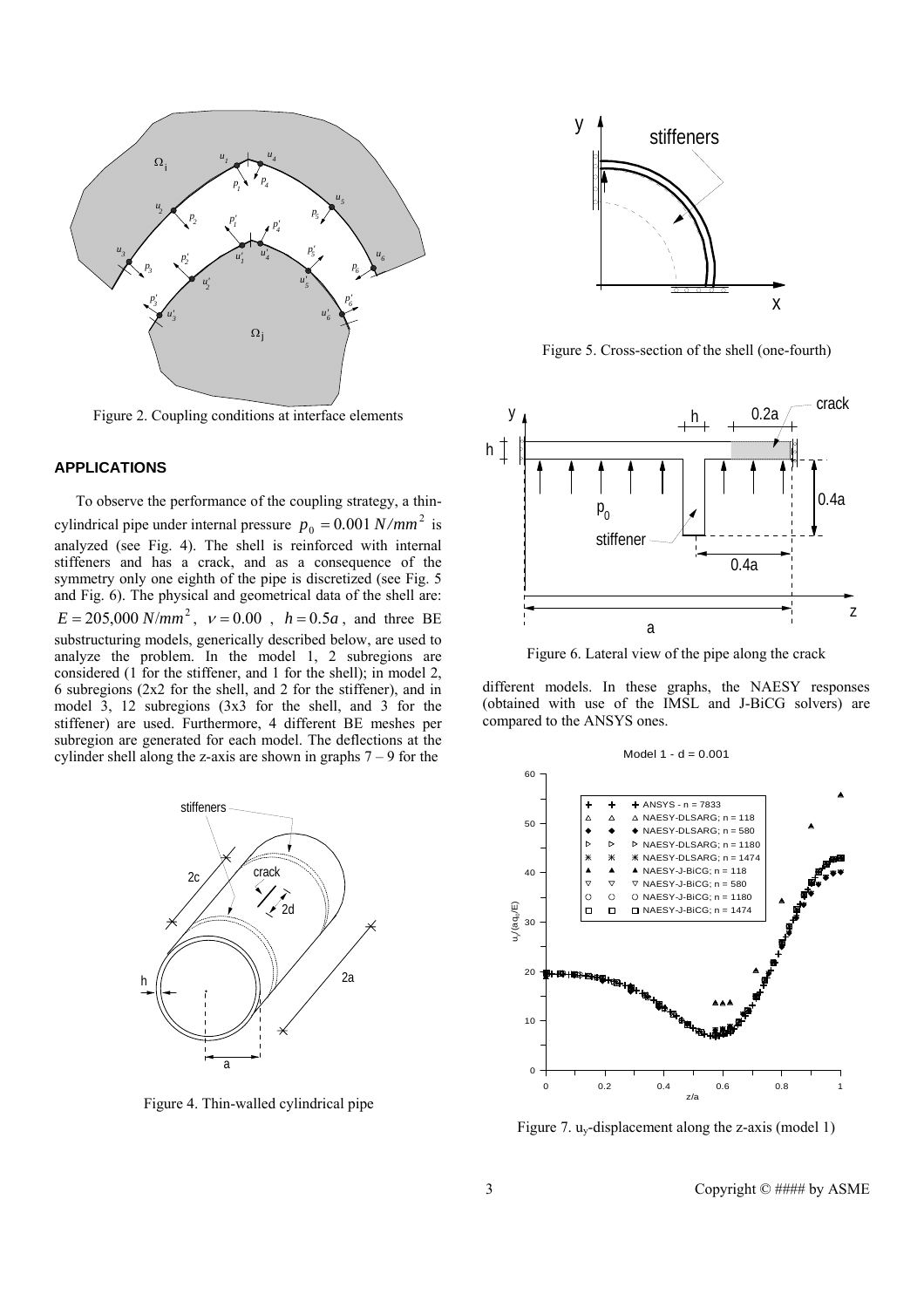Figure 2. Coupling conditions at interface elements

## APPLICATIONS

To observe the performance of the coupling strategy, a thin-cylindrical pipe under internal pressure $p_0 = 0.001\ N/mm^2$ is analyzed (see Fig. 4). The shell is reinforced with internal stiffeners and has a crack, and as a consequence of the symmetry only one eighth of the pipe is discretized (see Fig. 5 and Fig. 6). The physical and geometrical data of the shell are: $E = 205{,}000\ N/mm^2$, $\nu = 0.00$, $h = 0.5a$, and three BE substructuring models, generically described below, are used to analyze the problem. In the model 1, 2 subregions are considered (1 for the stiffener, and 1 for the shell); in model 2, 6 subregions (2x2 for the shell, and 2 for the stiffener), and in model 3, 12 subregions (3x3 for the shell, and 3 for the stiffener) are used. Furthermore, 4 different BE meshes per subregion are generated for each model. The deflections at the cylinder shell along the z-axis are shown in graphs 7 – 9 for the different models. In these graphs, the NAESY responses (obtained with use of the IMSL and J-BiCG solvers) are compared to the ANSYS ones.

Figure 4. Thin-walled cylindrical pipe

Figure 5. Cross-section of the shell (one-fourth)

Figure 6. Lateral view of the pipe along the crack

Figure 7. $u_y$-displacement along the z-axis (model 1)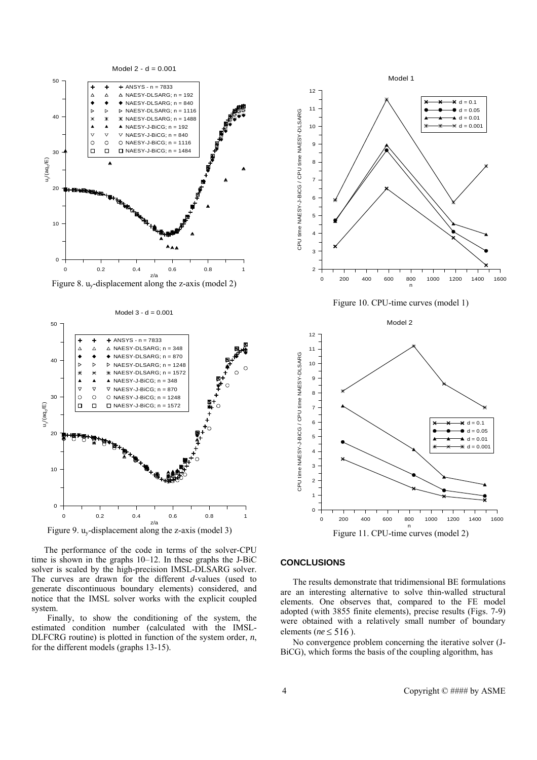Figure 8. $u_y$-displacement along the z-axis (model 2)

Figure 9. $u_y$-displacement along the z-axis (model 3)

The performance of the code in terms of the solver-CPU time is shown in the graphs 10–12. In these graphs the J-BiC solver is scaled by the high-precision IMSL-DLSARG solver. The curves are drawn for the different *d*-values (used to generate discontinuous boundary elements) considered, and notice that the IMSL solver works with the explicit coupled system.

Finally, to show the conditioning of the system, the estimated condition number (calculated with the IMSL-DLFCRG routine) is plotted in function of the system order, *n*, for the different models (graphs 13-15).

Figure 10. CPU-time curves (model 1)

Figure 11. CPU-time curves (model 2)

## CONCLUSIONS

The results demonstrate that tridimensional BE formulations are an interesting alternative to solve thin-walled structural elements. One observes that, compared to the FE model adopted (with 3855 finite elements), precise results (Figs. 7-9) were obtained with a relatively small number of boundary elements ($ne \leq 516$).

No convergence problem concerning the iterative solver (J-BiCG), which forms the basis of the coupling algorithm, has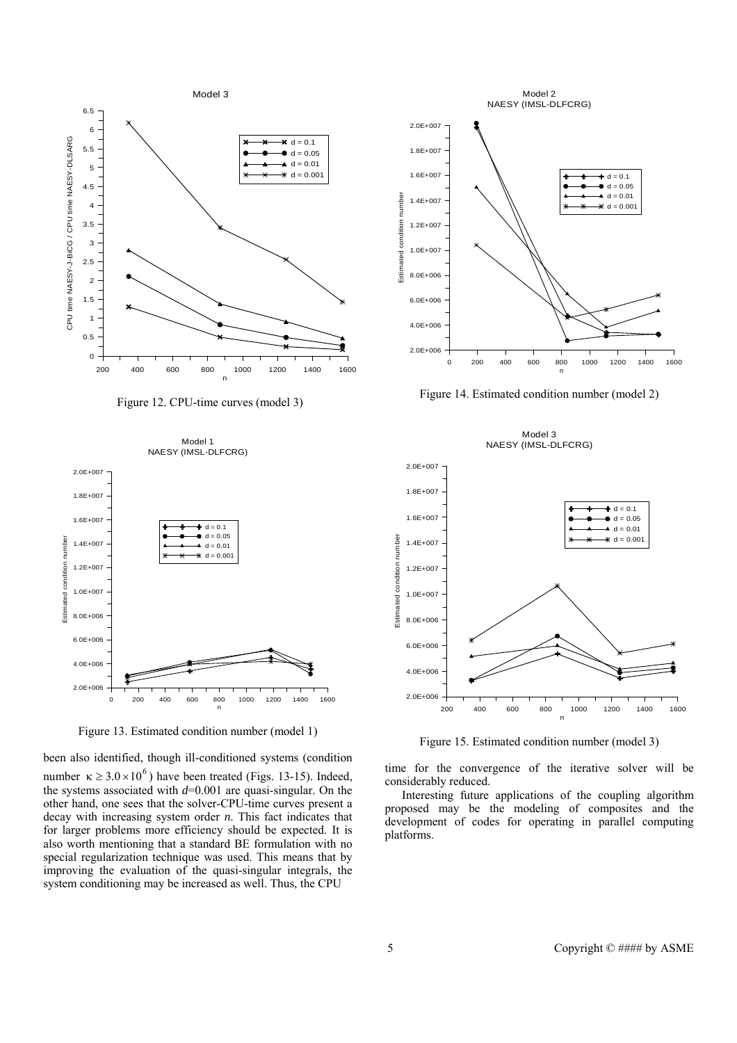Figure 12. CPU-time curves (model 3)

Figure 14. Estimated condition number (model 2)

Figure 13. Estimated condition number (model 1)

Figure 15. Estimated condition number (model 3)

been also identified, though ill-conditioned systems (condition number $\kappa \geq 3.0 \times 10^6$) have been treated (Figs. 13-15). Indeed, the systems associated with $d$=0.001 are quasi-singular. On the other hand, one sees that the solver-CPU-time curves present a decay with increasing system order $n$. This fact indicates that for larger problems more efficiency should be expected. It is also worth mentioning that a standard BE formulation with no special regularization technique was used. This means that by improving the evaluation of the quasi-singular integrals, the system conditioning may be increased as well. Thus, the CPU time for the convergence of the iterative solver will be considerably reduced.

Interesting future applications of the coupling algorithm proposed may be the modeling of composites and the development of codes for operating in parallel computing platforms.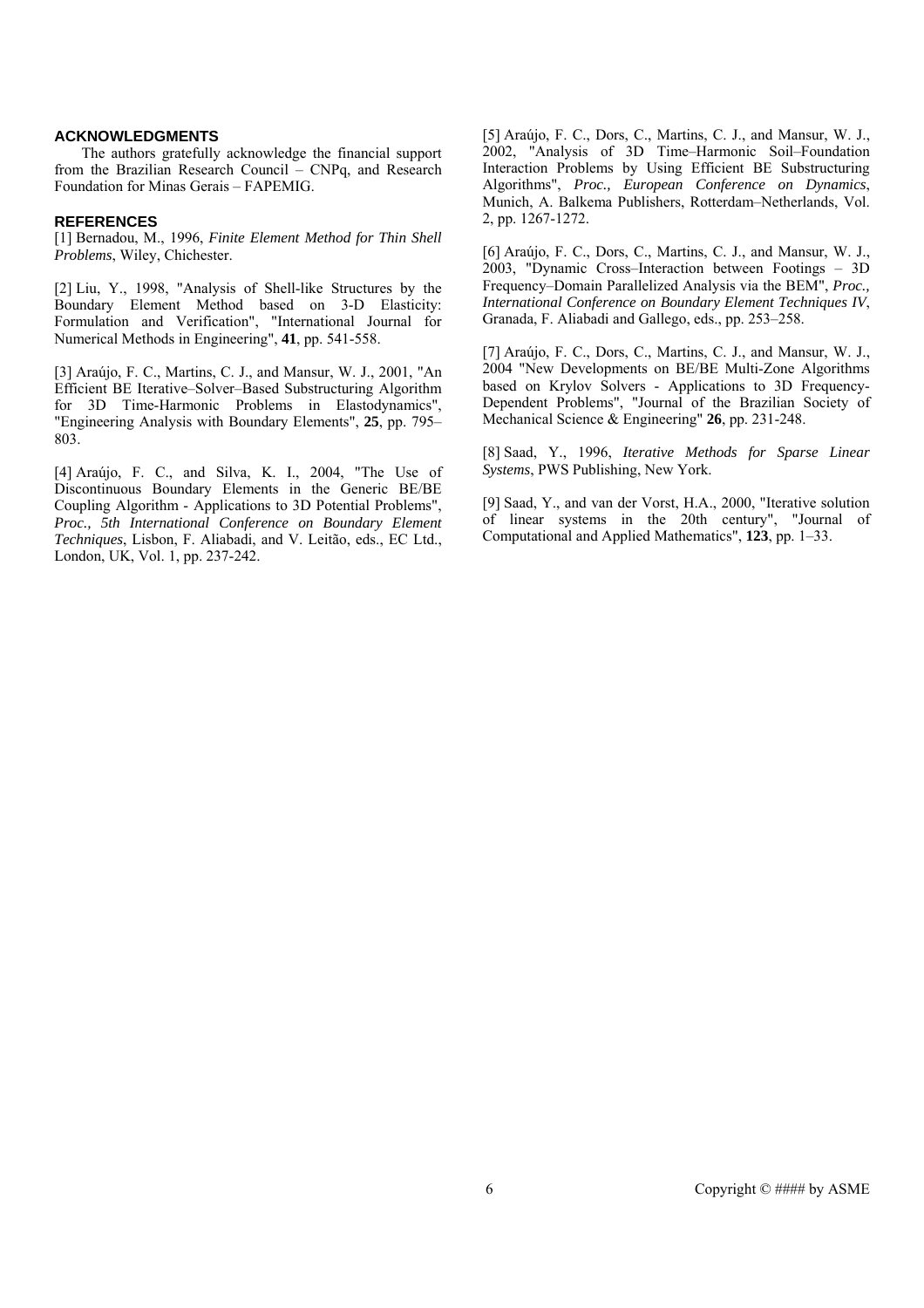## ACKNOWLEDGMENTS

The authors gratefully acknowledge the financial support from the Brazilian Research Council – CNPq, and Research Foundation for Minas Gerais – FAPEMIG.

## REFERENCES

[1] Bernadou, M., 1996, *Finite Element Method for Thin Shell Problems*, Wiley, Chichester.

[2] Liu, Y., 1998, "Analysis of Shell-like Structures by the Boundary Element Method based on 3-D Elasticity: Formulation and Verification", "International Journal for Numerical Methods in Engineering", **41**, pp. 541-558.

[3] Araújo, F. C., Martins, C. J., and Mansur, W. J., 2001, "An Efficient BE Iterative–Solver–Based Substructuring Algorithm for 3D Time-Harmonic Problems in Elastodynamics", "Engineering Analysis with Boundary Elements", **25**, pp. 795–803.

[4] Araújo, F. C., and Silva, K. I., 2004, "The Use of Discontinuous Boundary Elements in the Generic BE/BE Coupling Algorithm - Applications to 3D Potential Problems", *Proc., 5th International Conference on Boundary Element Techniques*, Lisbon, F. Aliabadi, and V. Leitão, eds., EC Ltd., London, UK, Vol. 1, pp. 237-242.

[5] Araújo, F. C., Dors, C., Martins, C. J., and Mansur, W. J., 2002, "Analysis of 3D Time–Harmonic Soil–Foundation Interaction Problems by Using Efficient BE Substructuring Algorithms", *Proc., European Conference on Dynamics*, Munich, A. Balkema Publishers, Rotterdam–Netherlands, Vol. 2, pp. 1267-1272.

[6] Araújo, F. C., Dors, C., Martins, C. J., and Mansur, W. J., 2003, "Dynamic Cross–Interaction between Footings – 3D Frequency–Domain Parallelized Analysis via the BEM", *Proc., International Conference on Boundary Element Techniques IV*, Granada, F. Aliabadi and Gallego, eds., pp. 253–258.

[7] Araújo, F. C., Dors, C., Martins, C. J., and Mansur, W. J., 2004 "New Developments on BE/BE Multi-Zone Algorithms based on Krylov Solvers - Applications to 3D Frequency-Dependent Problems", "Journal of the Brazilian Society of Mechanical Science & Engineering" **26**, pp. 231-248.

[8] Saad, Y., 1996, *Iterative Methods for Sparse Linear Systems*, PWS Publishing, New York.

[9] Saad, Y., and van der Vorst, H.A., 2000, "Iterative solution of linear systems in the 20th century", "Journal of Computational and Applied Mathematics", **123**, pp. 1–33.